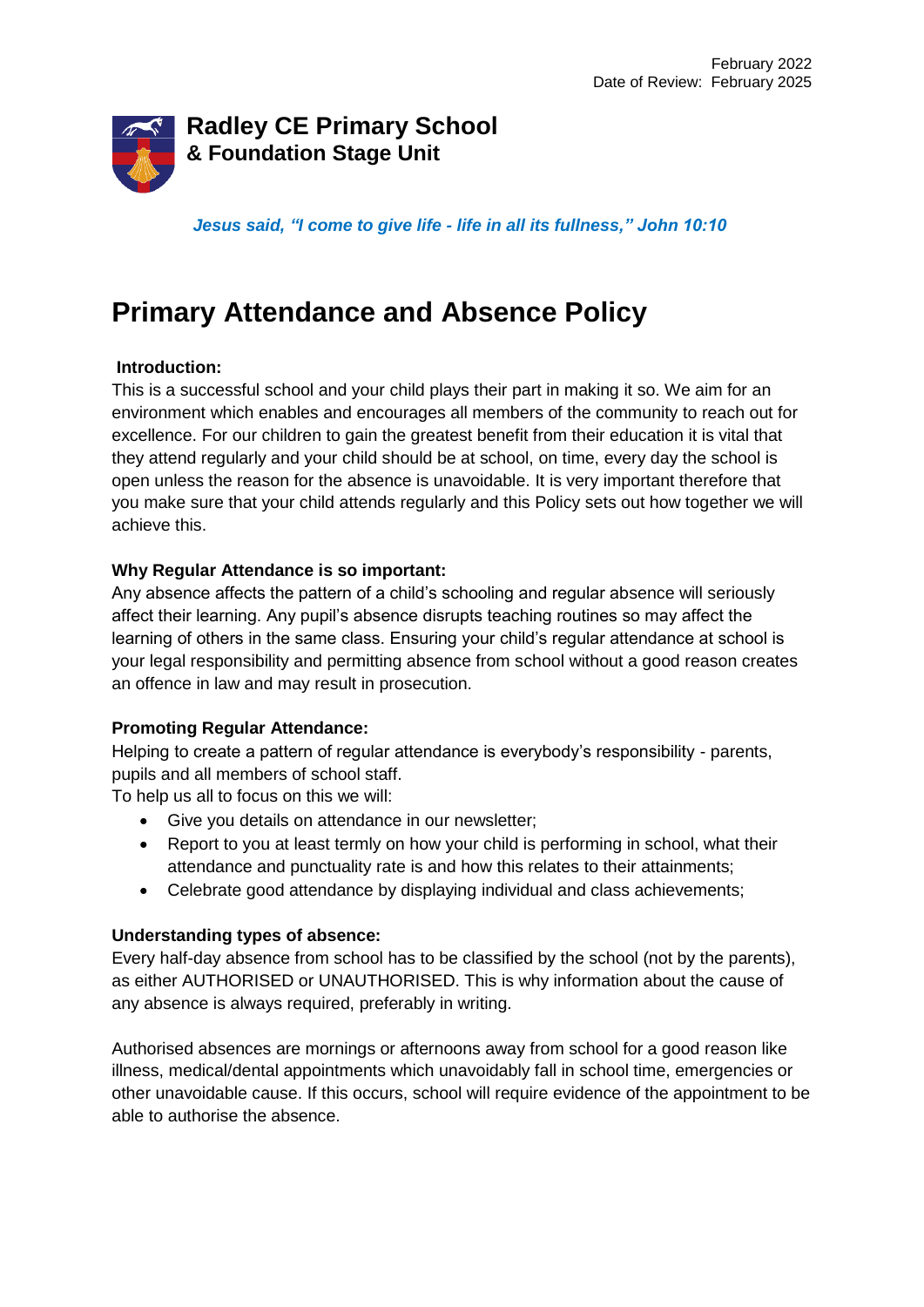February 2022
Date of Review: February 2025

**Radley CE Primary School**
**& Foundation Stage Unit**

***Jesus said, "I come to give life - life in all its fullness," John 10:10***

# Primary Attendance and Absence Policy

**Introduction:**

This is a successful school and your child plays their part in making it so. We aim for an environment which enables and encourages all members of the community to reach out for excellence. For our children to gain the greatest benefit from their education it is vital that they attend regularly and your child should be at school, on time, every day the school is open unless the reason for the absence is unavoidable. It is very important therefore that you make sure that your child attends regularly and this Policy sets out how together we will achieve this.

**Why Regular Attendance is so important:**

Any absence affects the pattern of a child's schooling and regular absence will seriously affect their learning. Any pupil's absence disrupts teaching routines so may affect the learning of others in the same class. Ensuring your child's regular attendance at school is your legal responsibility and permitting absence from school without a good reason creates an offence in law and may result in prosecution.

**Promoting Regular Attendance:**

Helping to create a pattern of regular attendance is everybody's responsibility - parents, pupils and all members of school staff.

To help us all to focus on this we will:

- Give you details on attendance in our newsletter;
- Report to you at least termly on how your child is performing in school, what their attendance and punctuality rate is and how this relates to their attainments;
- Celebrate good attendance by displaying individual and class achievements;

**Understanding types of absence:**

Every half-day absence from school has to be classified by the school (not by the parents), as either AUTHORISED or UNAUTHORISED. This is why information about the cause of any absence is always required, preferably in writing.

Authorised absences are mornings or afternoons away from school for a good reason like illness, medical/dental appointments which unavoidably fall in school time, emergencies or other unavoidable cause. If this occurs, school will require evidence of the appointment to be able to authorise the absence.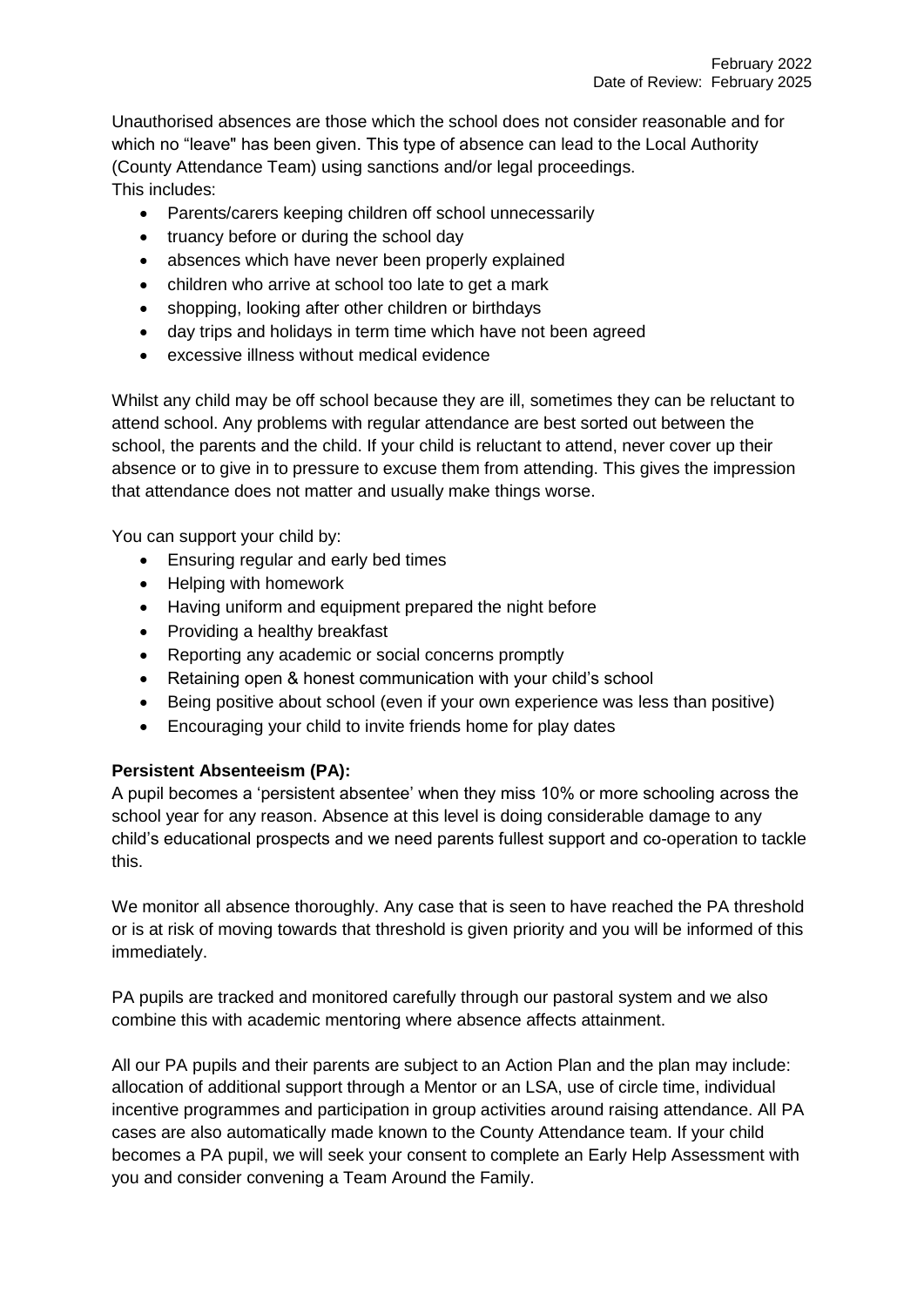Unauthorised absences are those which the school does not consider reasonable and for which no "leave" has been given. This type of absence can lead to the Local Authority (County Attendance Team) using sanctions and/or legal proceedings.
This includes:

- Parents/carers keeping children off school unnecessarily
- truancy before or during the school day
- absences which have never been properly explained
- children who arrive at school too late to get a mark
- shopping, looking after other children or birthdays
- day trips and holidays in term time which have not been agreed
- excessive illness without medical evidence

Whilst any child may be off school because they are ill, sometimes they can be reluctant to attend school. Any problems with regular attendance are best sorted out between the school, the parents and the child. If your child is reluctant to attend, never cover up their absence or to give in to pressure to excuse them from attending. This gives the impression that attendance does not matter and usually make things worse.

You can support your child by:

- Ensuring regular and early bed times
- Helping with homework
- Having uniform and equipment prepared the night before
- Providing a healthy breakfast
- Reporting any academic or social concerns promptly
- Retaining open & honest communication with your child's school
- Being positive about school (even if your own experience was less than positive)
- Encouraging your child to invite friends home for play dates

**Persistent Absenteeism (PA):**

A pupil becomes a 'persistent absentee' when they miss 10% or more schooling across the school year for any reason. Absence at this level is doing considerable damage to any child's educational prospects and we need parents fullest support and co-operation to tackle this.

We monitor all absence thoroughly. Any case that is seen to have reached the PA threshold or is at risk of moving towards that threshold is given priority and you will be informed of this immediately.

PA pupils are tracked and monitored carefully through our pastoral system and we also combine this with academic mentoring where absence affects attainment.

All our PA pupils and their parents are subject to an Action Plan and the plan may include: allocation of additional support through a Mentor or an LSA, use of circle time, individual incentive programmes and participation in group activities around raising attendance. All PA cases are also automatically made known to the County Attendance team. If your child becomes a PA pupil, we will seek your consent to complete an Early Help Assessment with you and consider convening a Team Around the Family.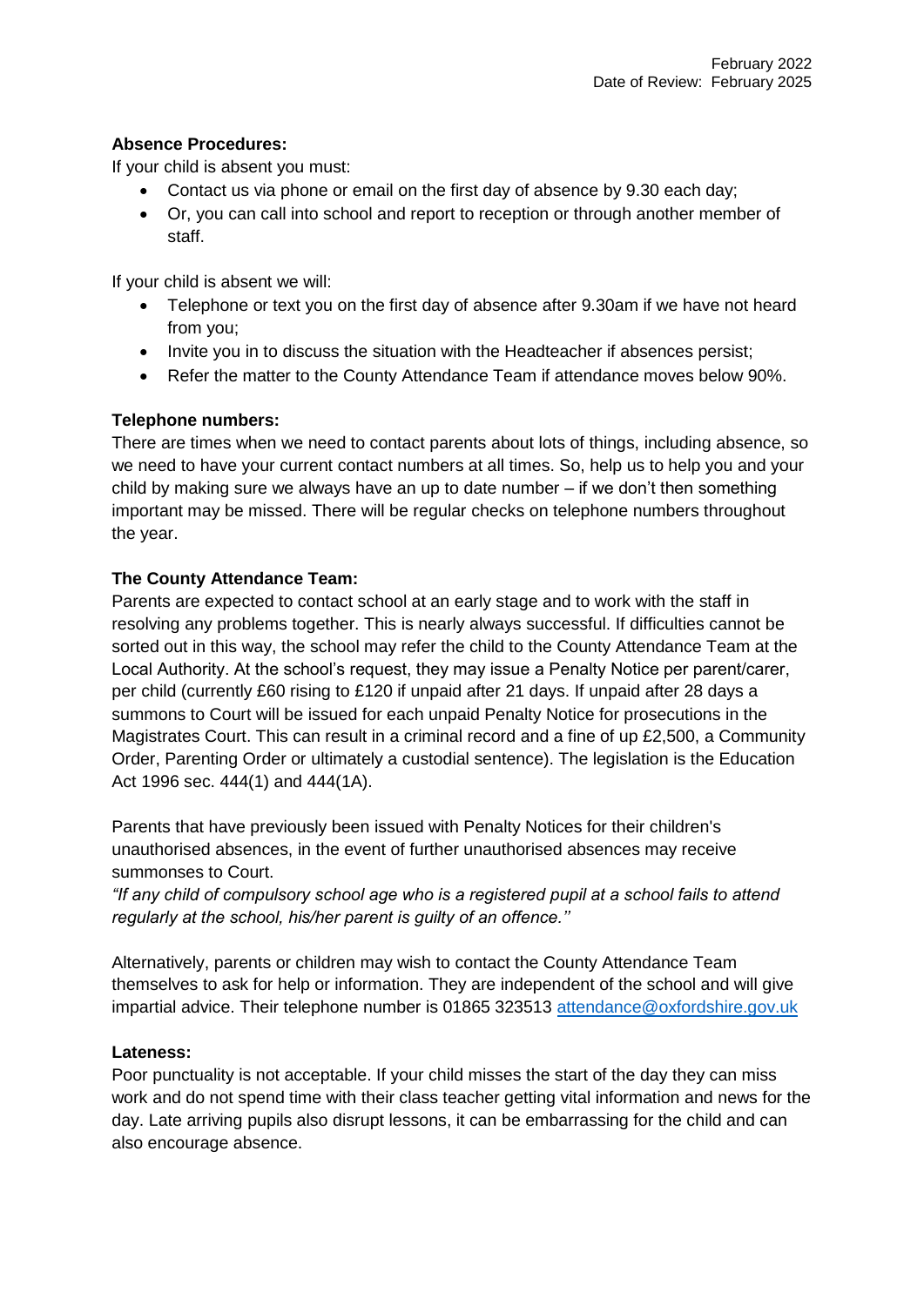February 2022
Date of Review: February 2025

**Absence Procedures:**

If your child is absent you must:

- Contact us via phone or email on the first day of absence by 9.30 each day;
- Or, you can call into school and report to reception or through another member of staff.

If your child is absent we will:

- Telephone or text you on the first day of absence after 9.30am if we have not heard from you;
- Invite you in to discuss the situation with the Headteacher if absences persist;
- Refer the matter to the County Attendance Team if attendance moves below 90%.

**Telephone numbers:**

There are times when we need to contact parents about lots of things, including absence, so we need to have your current contact numbers at all times. So, help us to help you and your child by making sure we always have an up to date number – if we don't then something important may be missed. There will be regular checks on telephone numbers throughout the year.

**The County Attendance Team:**

Parents are expected to contact school at an early stage and to work with the staff in resolving any problems together. This is nearly always successful. If difficulties cannot be sorted out in this way, the school may refer the child to the County Attendance Team at the Local Authority. At the school's request, they may issue a Penalty Notice per parent/carer, per child (currently £60 rising to £120 if unpaid after 21 days. If unpaid after 28 days a summons to Court will be issued for each unpaid Penalty Notice for prosecutions in the Magistrates Court. This can result in a criminal record and a fine of up £2,500, a Community Order, Parenting Order or ultimately a custodial sentence). The legislation is the Education Act 1996 sec. 444(1) and 444(1A).

Parents that have previously been issued with Penalty Notices for their children's unauthorised absences, in the event of further unauthorised absences may receive summonses to Court.

*"If any child of compulsory school age who is a registered pupil at a school fails to attend regularly at the school, his/her parent is guilty of an offence.''*

Alternatively, parents or children may wish to contact the County Attendance Team themselves to ask for help or information. They are independent of the school and will give impartial advice. Their telephone number is 01865 323513 attendance@oxfordshire.gov.uk

**Lateness:**

Poor punctuality is not acceptable. If your child misses the start of the day they can miss work and do not spend time with their class teacher getting vital information and news for the day. Late arriving pupils also disrupt lessons, it can be embarrassing for the child and can also encourage absence.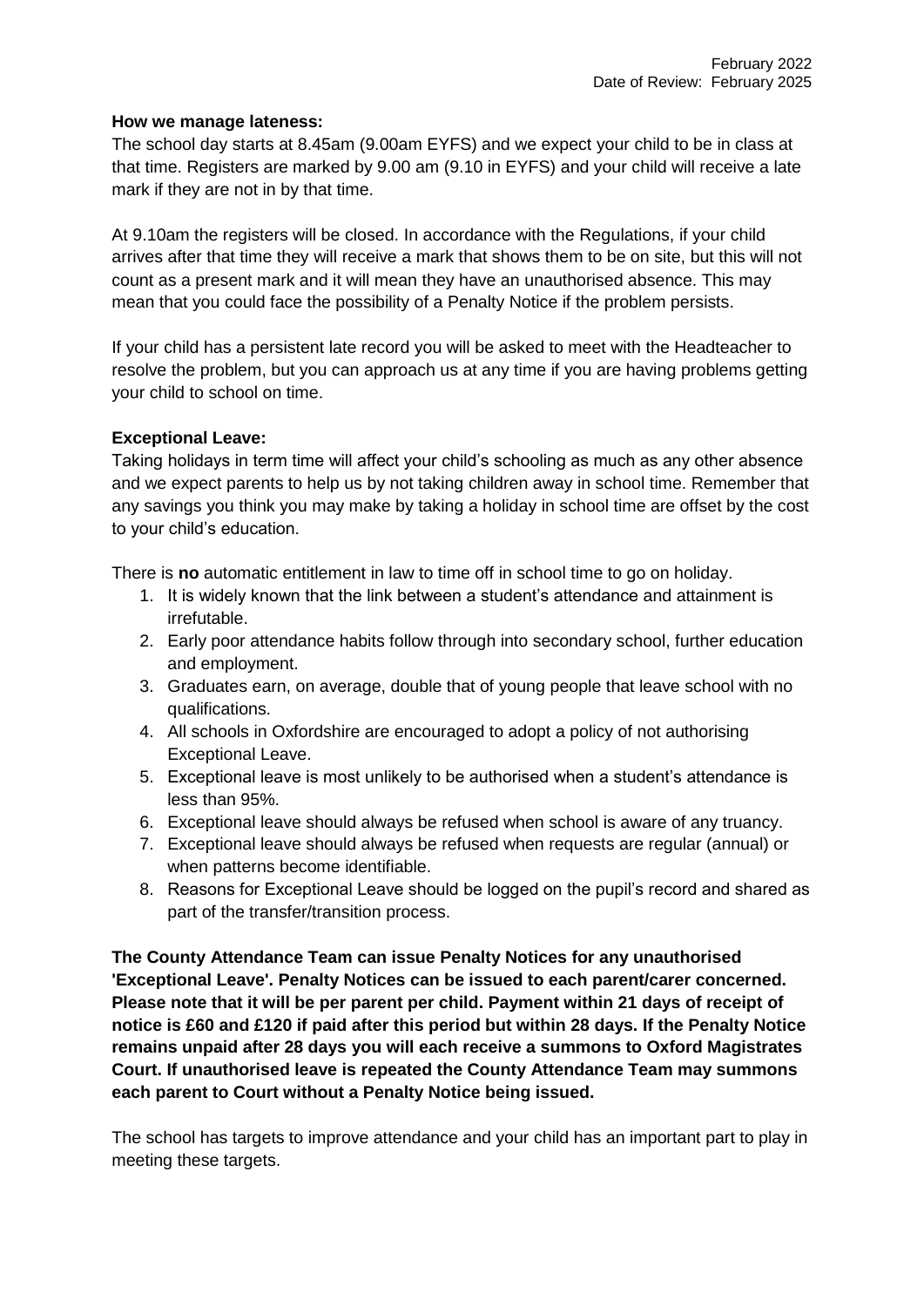February 2022
Date of Review: February 2025

**How we manage lateness:**
The school day starts at 8.45am (9.00am EYFS) and we expect your child to be in class at that time. Registers are marked by 9.00 am (9.10 in EYFS) and your child will receive a late mark if they are not in by that time.

At 9.10am the registers will be closed. In accordance with the Regulations, if your child arrives after that time they will receive a mark that shows them to be on site, but this will not count as a present mark and it will mean they have an unauthorised absence. This may mean that you could face the possibility of a Penalty Notice if the problem persists.

If your child has a persistent late record you will be asked to meet with the Headteacher to resolve the problem, but you can approach us at any time if you are having problems getting your child to school on time.

**Exceptional Leave:**
Taking holidays in term time will affect your child's schooling as much as any other absence and we expect parents to help us by not taking children away in school time. Remember that any savings you think you may make by taking a holiday in school time are offset by the cost to your child's education.

There is **no** automatic entitlement in law to time off in school time to go on holiday.

1. It is widely known that the link between a student's attendance and attainment is irrefutable.
2. Early poor attendance habits follow through into secondary school, further education and employment.
3. Graduates earn, on average, double that of young people that leave school with no qualifications.
4. All schools in Oxfordshire are encouraged to adopt a policy of not authorising Exceptional Leave.
5. Exceptional leave is most unlikely to be authorised when a student's attendance is less than 95%.
6. Exceptional leave should always be refused when school is aware of any truancy.
7. Exceptional leave should always be refused when requests are regular (annual) or when patterns become identifiable.
8. Reasons for Exceptional Leave should be logged on the pupil's record and shared as part of the transfer/transition process.

**The County Attendance Team can issue Penalty Notices for any unauthorised 'Exceptional Leave'. Penalty Notices can be issued to each parent/carer concerned. Please note that it will be per parent per child. Payment within 21 days of receipt of notice is £60 and £120 if paid after this period but within 28 days. If the Penalty Notice remains unpaid after 28 days you will each receive a summons to Oxford Magistrates Court. If unauthorised leave is repeated the County Attendance Team may summons each parent to Court without a Penalty Notice being issued.**

The school has targets to improve attendance and your child has an important part to play in meeting these targets.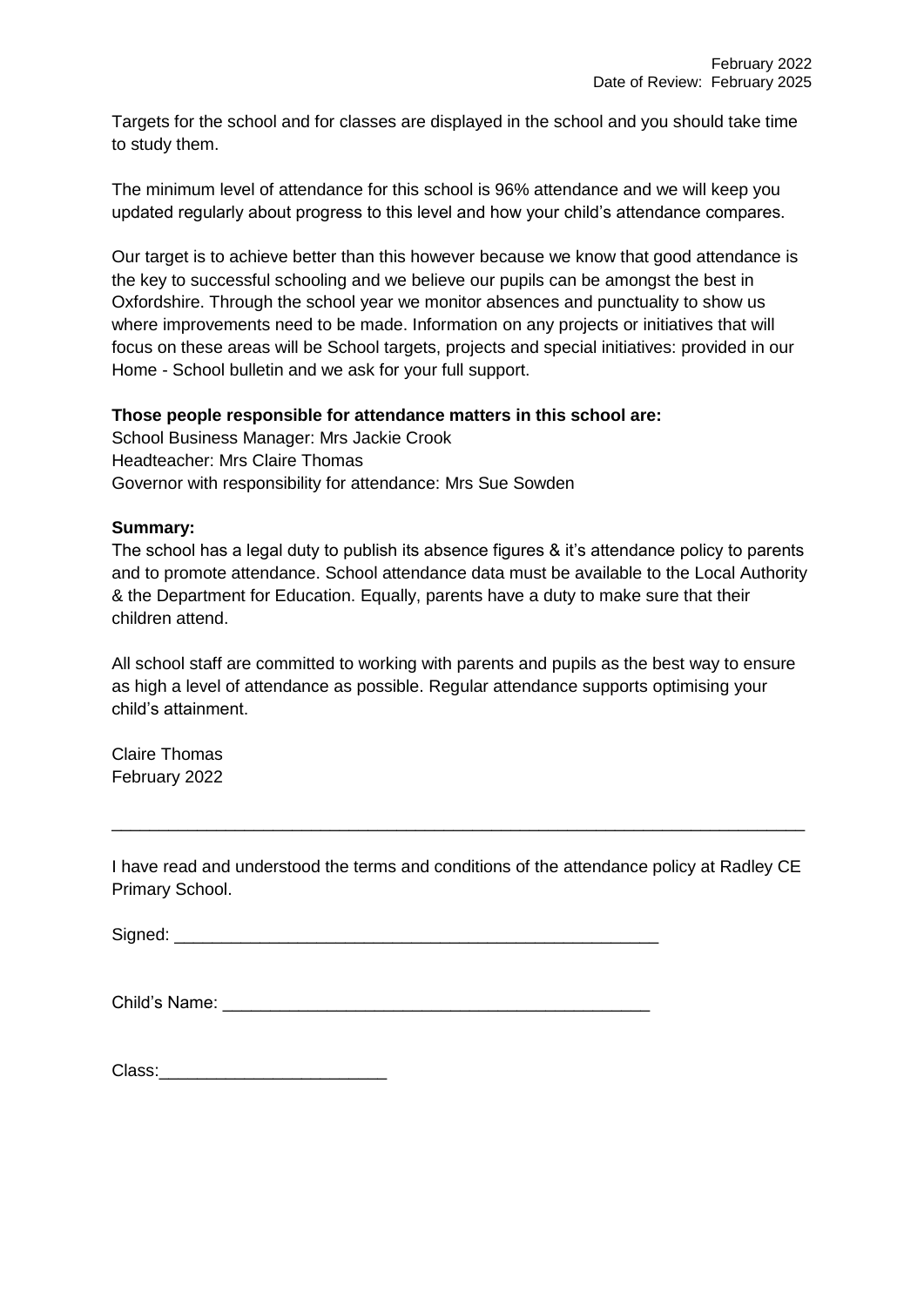Targets for the school and for classes are displayed in the school and you should take time to study them.

The minimum level of attendance for this school is 96% attendance and we will keep you updated regularly about progress to this level and how your child's attendance compares.

Our target is to achieve better than this however because we know that good attendance is the key to successful schooling and we believe our pupils can be amongst the best in Oxfordshire. Through the school year we monitor absences and punctuality to show us where improvements need to be made. Information on any projects or initiatives that will focus on these areas will be School targets, projects and special initiatives: provided in our Home - School bulletin and we ask for your full support.

**Those people responsible for attendance matters in this school are:**
School Business Manager: Mrs Jackie Crook
Headteacher: Mrs Claire Thomas
Governor with responsibility for attendance: Mrs Sue Sowden

**Summary:**
The school has a legal duty to publish its absence figures & it's attendance policy to parents and to promote attendance. School attendance data must be available to the Local Authority & the Department for Education. Equally, parents have a duty to make sure that their children attend.

All school staff are committed to working with parents and pupils as the best way to ensure as high a level of attendance as possible. Regular attendance supports optimising your child's attainment.

Claire Thomas
February 2022

---

I have read and understood the terms and conditions of the attendance policy at Radley CE Primary School.

Signed: _____________________________________________________

Child's Name: ______________________________________________

Class:________________________